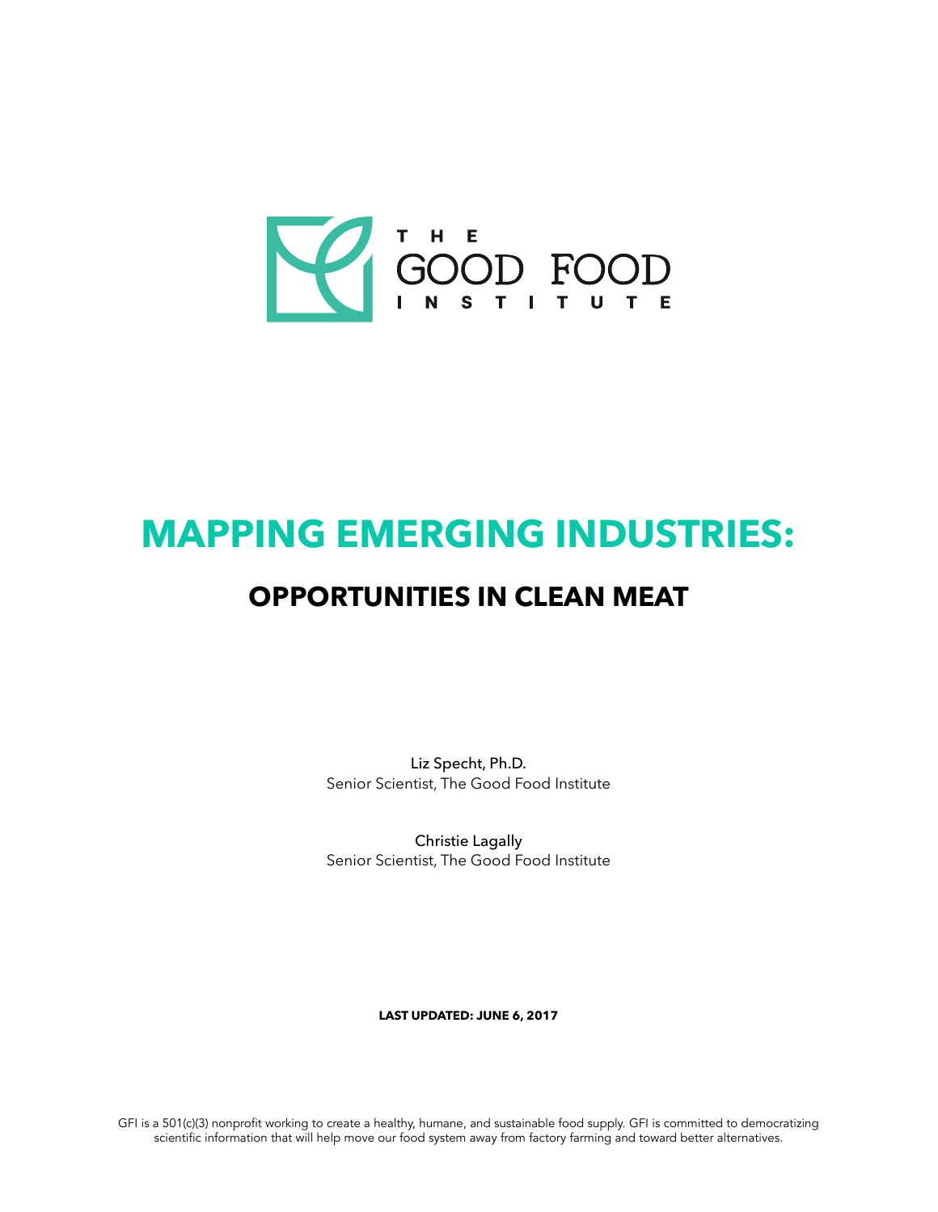THE GOOD FOOD INSTITUTE

# MAPPING EMERGING INDUSTRIES:

## OPPORTUNITIES IN CLEAN MEAT

Liz Specht, Ph.D.
Senior Scientist, The Good Food Institute

Christie Lagally
Senior Scientist, The Good Food Institute

**LAST UPDATED: JUNE 6, 2017**

GFI is a 501(c)(3) nonprofit working to create a healthy, humane, and sustainable food supply. GFI is committed to democratizing scientific information that will help move our food system away from factory farming and toward better alternatives.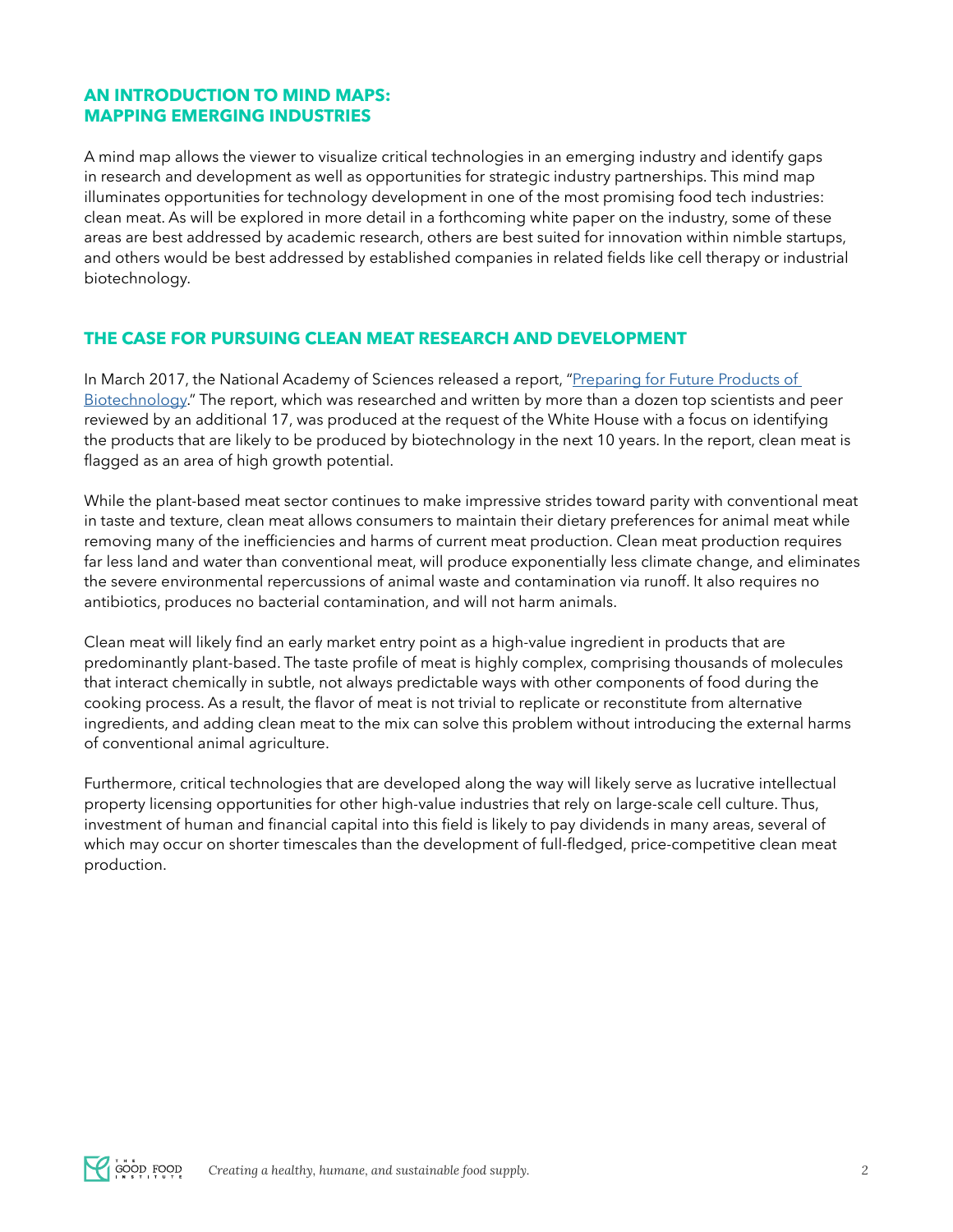## AN INTRODUCTION TO MIND MAPS: MAPPING EMERGING INDUSTRIES

A mind map allows the viewer to visualize critical technologies in an emerging industry and identify gaps in research and development as well as opportunities for strategic industry partnerships. This mind map illuminates opportunities for technology development in one of the most promising food tech industries: clean meat. As will be explored in more detail in a forthcoming white paper on the industry, some of these areas are best addressed by academic research, others are best suited for innovation within nimble startups, and others would be best addressed by established companies in related fields like cell therapy or industrial biotechnology.

## THE CASE FOR PURSUING CLEAN MEAT RESEARCH AND DEVELOPMENT

In March 2017, the National Academy of Sciences released a report, "Preparing for Future Products of Biotechnology." The report, which was researched and written by more than a dozen top scientists and peer reviewed by an additional 17, was produced at the request of the White House with a focus on identifying the products that are likely to be produced by biotechnology in the next 10 years. In the report, clean meat is flagged as an area of high growth potential.

While the plant-based meat sector continues to make impressive strides toward parity with conventional meat in taste and texture, clean meat allows consumers to maintain their dietary preferences for animal meat while removing many of the inefficiencies and harms of current meat production. Clean meat production requires far less land and water than conventional meat, will produce exponentially less climate change, and eliminates the severe environmental repercussions of animal waste and contamination via runoff. It also requires no antibiotics, produces no bacterial contamination, and will not harm animals.

Clean meat will likely find an early market entry point as a high-value ingredient in products that are predominantly plant-based. The taste profile of meat is highly complex, comprising thousands of molecules that interact chemically in subtle, not always predictable ways with other components of food during the cooking process. As a result, the flavor of meat is not trivial to replicate or reconstitute from alternative ingredients, and adding clean meat to the mix can solve this problem without introducing the external harms of conventional animal agriculture.

Furthermore, critical technologies that are developed along the way will likely serve as lucrative intellectual property licensing opportunities for other high-value industries that rely on large-scale cell culture. Thus, investment of human and financial capital into this field is likely to pay dividends in many areas, several of which may occur on shorter timescales than the development of full-fledged, price-competitive clean meat production.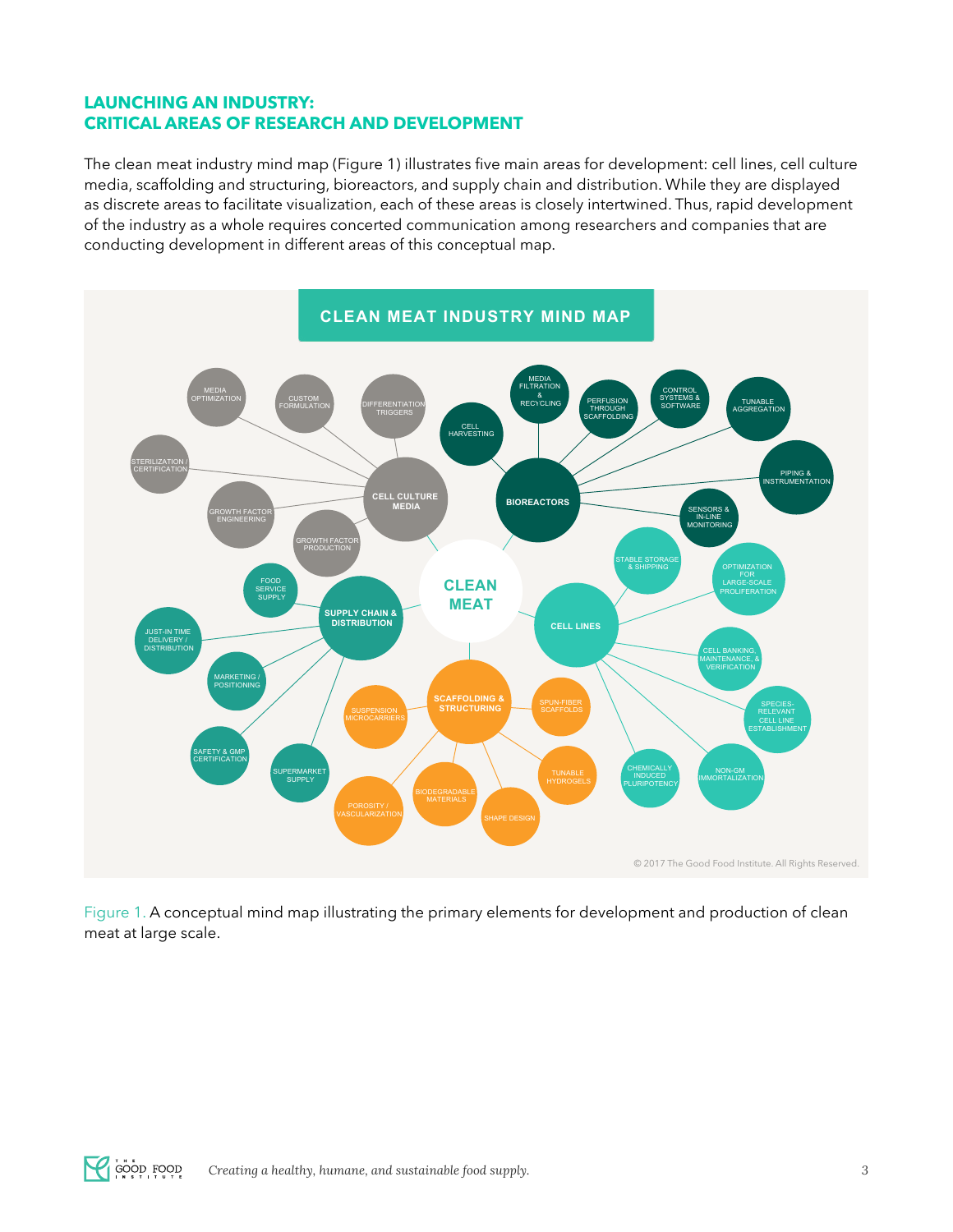## LAUNCHING AN INDUSTRY:
## CRITICAL AREAS OF RESEARCH AND DEVELOPMENT

The clean meat industry mind map (Figure 1) illustrates five main areas for development: cell lines, cell culture media, scaffolding and structuring, bioreactors, and supply chain and distribution. While they are displayed as discrete areas to facilitate visualization, each of these areas is closely intertwined. Thus, rapid development of the industry as a whole requires concerted communication among researchers and companies that are conducting development in different areas of this conceptual map.

**CLEAN MEAT INDUSTRY MIND MAP**

- **CLEAN MEAT**
  - **CELL CULTURE MEDIA**
    - Media Optimization
    - Custom Formulation
    - Differentiation Triggers
    - Sterilization / Certification
    - Growth Factor Engineering
    - Growth Factor Production
  - **BIOREACTORS**
    - Cell Harvesting
    - Media Filtration & Recycling
    - Perfusion Through Scaffolding
    - Control Systems & Software
    - Tunable Aggregation
    - Piping & Instrumentation
    - Sensors & In-line Monitoring
  - **CELL LINES**
    - Stable Storage & Shipping
    - Optimization for Large-scale Proliferation
    - Cell Banking, Maintenance, & Verification
    - Species-relevant Cell Line Establishment
    - Non-GM Immortalization
    - Chemically Induced Pluripotency
  - **SCAFFOLDING & STRUCTURING**
    - Suspension Microcarriers
    - Spun-fiber Scaffolds
    - Tunable Hydrogels
    - Shape Design
    - Biodegradable Materials
    - Porosity / Vascularization
  - **SUPPLY CHAIN & DISTRIBUTION**
    - Food Service Supply
    - Just-in Time Delivery / Distribution
    - Marketing / Positioning
    - Safety & GMP Certification
    - Supermarket Supply

© 2017 The Good Food Institute. All Rights Reserved.

Figure 1. A conceptual mind map illustrating the primary elements for development and production of clean meat at large scale.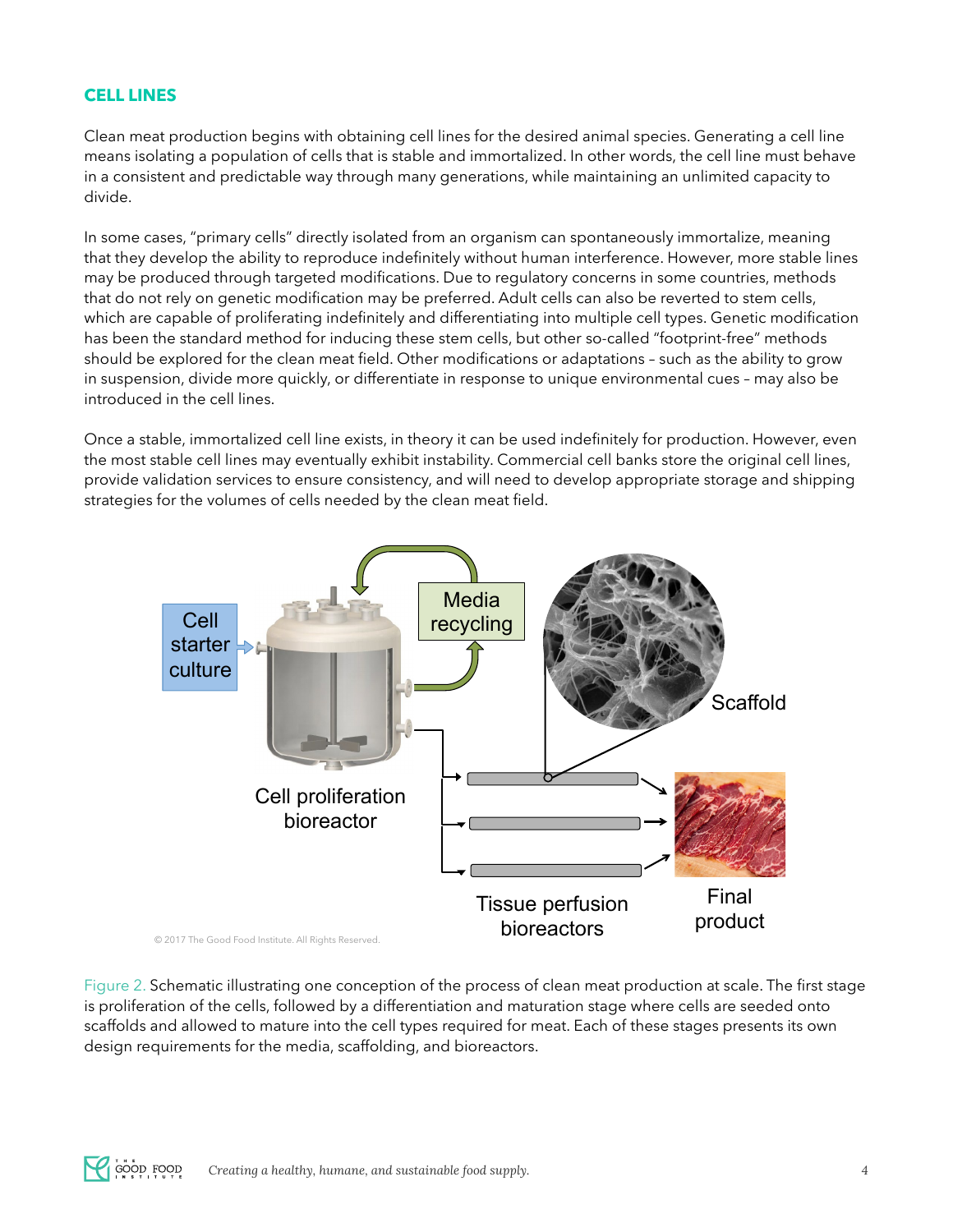## CELL LINES

Clean meat production begins with obtaining cell lines for the desired animal species. Generating a cell line means isolating a population of cells that is stable and immortalized. In other words, the cell line must behave in a consistent and predictable way through many generations, while maintaining an unlimited capacity to divide.

In some cases, "primary cells" directly isolated from an organism can spontaneously immortalize, meaning that they develop the ability to reproduce indefinitely without human interference. However, more stable lines may be produced through targeted modifications. Due to regulatory concerns in some countries, methods that do not rely on genetic modification may be preferred. Adult cells can also be reverted to stem cells, which are capable of proliferating indefinitely and differentiating into multiple cell types. Genetic modification has been the standard method for inducing these stem cells, but other so-called "footprint-free" methods should be explored for the clean meat field. Other modifications or adaptations – such as the ability to grow in suspension, divide more quickly, or differentiate in response to unique environmental cues – may also be introduced in the cell lines.

Once a stable, immortalized cell line exists, in theory it can be used indefinitely for production. However, even the most stable cell lines may eventually exhibit instability. Commercial cell banks store the original cell lines, provide validation services to ensure consistency, and will need to develop appropriate storage and shipping strategies for the volumes of cells needed by the clean meat field.

Figure 2. Schematic illustrating one conception of the process of clean meat production at scale. The first stage is proliferation of the cells, followed by a differentiation and maturation stage where cells are seeded onto scaffolds and allowed to mature into the cell types required for meat. Each of these stages presents its own design requirements for the media, scaffolding, and bioreactors.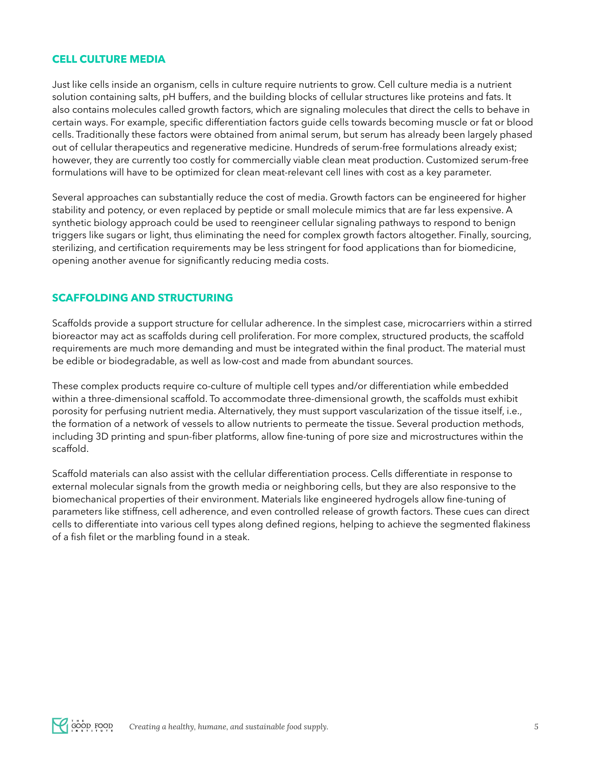## CELL CULTURE MEDIA

Just like cells inside an organism, cells in culture require nutrients to grow. Cell culture media is a nutrient solution containing salts, pH buffers, and the building blocks of cellular structures like proteins and fats. It also contains molecules called growth factors, which are signaling molecules that direct the cells to behave in certain ways. For example, specific differentiation factors guide cells towards becoming muscle or fat or blood cells. Traditionally these factors were obtained from animal serum, but serum has already been largely phased out of cellular therapeutics and regenerative medicine. Hundreds of serum-free formulations already exist; however, they are currently too costly for commercially viable clean meat production. Customized serum-free formulations will have to be optimized for clean meat-relevant cell lines with cost as a key parameter.

Several approaches can substantially reduce the cost of media. Growth factors can be engineered for higher stability and potency, or even replaced by peptide or small molecule mimics that are far less expensive. A synthetic biology approach could be used to reengineer cellular signaling pathways to respond to benign triggers like sugars or light, thus eliminating the need for complex growth factors altogether. Finally, sourcing, sterilizing, and certification requirements may be less stringent for food applications than for biomedicine, opening another avenue for significantly reducing media costs.

## SCAFFOLDING AND STRUCTURING

Scaffolds provide a support structure for cellular adherence. In the simplest case, microcarriers within a stirred bioreactor may act as scaffolds during cell proliferation. For more complex, structured products, the scaffold requirements are much more demanding and must be integrated within the final product. The material must be edible or biodegradable, as well as low-cost and made from abundant sources.

These complex products require co-culture of multiple cell types and/or differentiation while embedded within a three-dimensional scaffold. To accommodate three-dimensional growth, the scaffolds must exhibit porosity for perfusing nutrient media. Alternatively, they must support vascularization of the tissue itself, i.e., the formation of a network of vessels to allow nutrients to permeate the tissue. Several production methods, including 3D printing and spun-fiber platforms, allow fine-tuning of pore size and microstructures within the scaffold.

Scaffold materials can also assist with the cellular differentiation process. Cells differentiate in response to external molecular signals from the growth media or neighboring cells, but they are also responsive to the biomechanical properties of their environment. Materials like engineered hydrogels allow fine-tuning of parameters like stiffness, cell adherence, and even controlled release of growth factors. These cues can direct cells to differentiate into various cell types along defined regions, helping to achieve the segmented flakiness of a fish filet or the marbling found in a steak.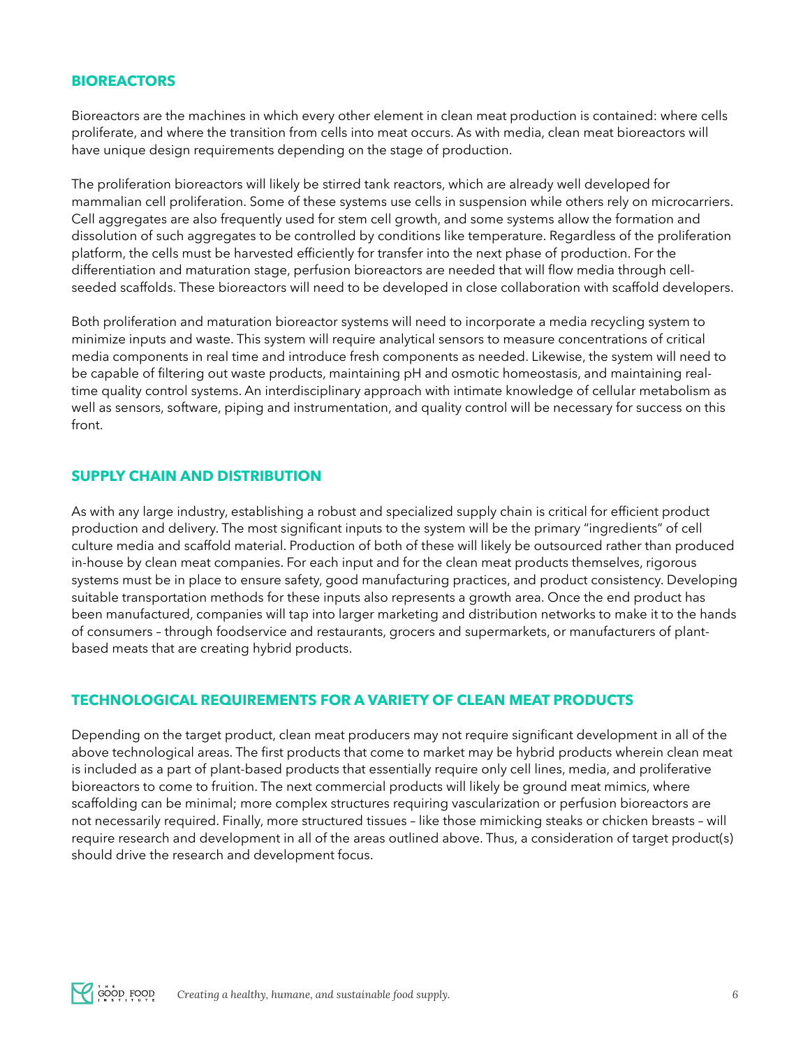## BIOREACTORS

Bioreactors are the machines in which every other element in clean meat production is contained: where cells proliferate, and where the transition from cells into meat occurs. As with media, clean meat bioreactors will have unique design requirements depending on the stage of production.

The proliferation bioreactors will likely be stirred tank reactors, which are already well developed for mammalian cell proliferation. Some of these systems use cells in suspension while others rely on microcarriers. Cell aggregates are also frequently used for stem cell growth, and some systems allow the formation and dissolution of such aggregates to be controlled by conditions like temperature. Regardless of the proliferation platform, the cells must be harvested efficiently for transfer into the next phase of production. For the differentiation and maturation stage, perfusion bioreactors are needed that will flow media through cell-seeded scaffolds. These bioreactors will need to be developed in close collaboration with scaffold developers.

Both proliferation and maturation bioreactor systems will need to incorporate a media recycling system to minimize inputs and waste. This system will require analytical sensors to measure concentrations of critical media components in real time and introduce fresh components as needed. Likewise, the system will need to be capable of filtering out waste products, maintaining pH and osmotic homeostasis, and maintaining real-time quality control systems. An interdisciplinary approach with intimate knowledge of cellular metabolism as well as sensors, software, piping and instrumentation, and quality control will be necessary for success on this front.

## SUPPLY CHAIN AND DISTRIBUTION

As with any large industry, establishing a robust and specialized supply chain is critical for efficient product production and delivery. The most significant inputs to the system will be the primary "ingredients" of cell culture media and scaffold material. Production of both of these will likely be outsourced rather than produced in-house by clean meat companies. For each input and for the clean meat products themselves, rigorous systems must be in place to ensure safety, good manufacturing practices, and product consistency. Developing suitable transportation methods for these inputs also represents a growth area. Once the end product has been manufactured, companies will tap into larger marketing and distribution networks to make it to the hands of consumers – through foodservice and restaurants, grocers and supermarkets, or manufacturers of plant-based meats that are creating hybrid products.

## TECHNOLOGICAL REQUIREMENTS FOR A VARIETY OF CLEAN MEAT PRODUCTS

Depending on the target product, clean meat producers may not require significant development in all of the above technological areas. The first products that come to market may be hybrid products wherein clean meat is included as a part of plant-based products that essentially require only cell lines, media, and proliferative bioreactors to come to fruition. The next commercial products will likely be ground meat mimics, where scaffolding can be minimal; more complex structures requiring vascularization or perfusion bioreactors are not necessarily required. Finally, more structured tissues – like those mimicking steaks or chicken breasts – will require research and development in all of the areas outlined above. Thus, a consideration of target product(s) should drive the research and development focus.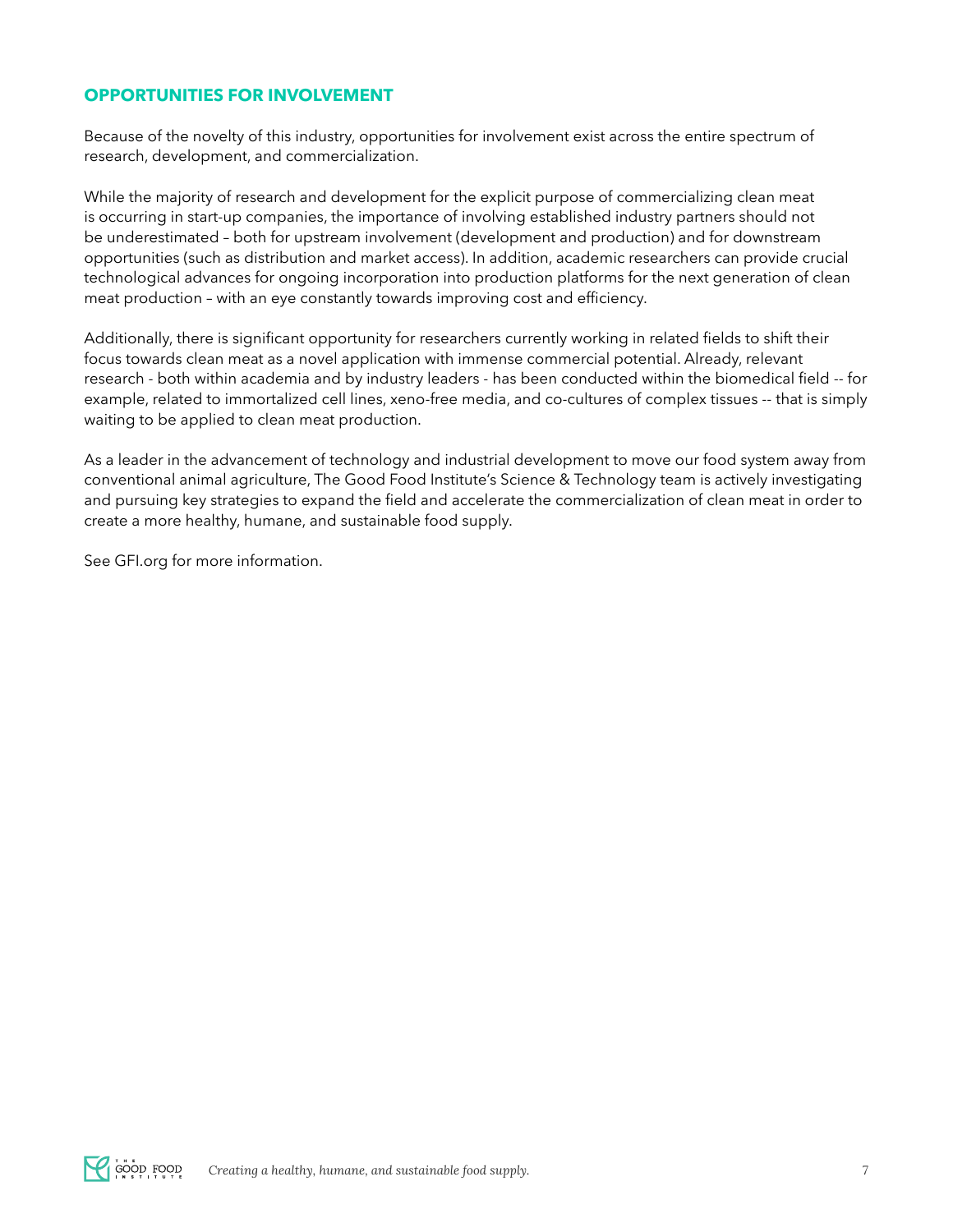## OPPORTUNITIES FOR INVOLVEMENT

Because of the novelty of this industry, opportunities for involvement exist across the entire spectrum of research, development, and commercialization.

While the majority of research and development for the explicit purpose of commercializing clean meat is occurring in start-up companies, the importance of involving established industry partners should not be underestimated – both for upstream involvement (development and production) and for downstream opportunities (such as distribution and market access). In addition, academic researchers can provide crucial technological advances for ongoing incorporation into production platforms for the next generation of clean meat production – with an eye constantly towards improving cost and efficiency.

Additionally, there is significant opportunity for researchers currently working in related fields to shift their focus towards clean meat as a novel application with immense commercial potential. Already, relevant research - both within academia and by industry leaders - has been conducted within the biomedical field -- for example, related to immortalized cell lines, xeno-free media, and co-cultures of complex tissues -- that is simply waiting to be applied to clean meat production.

As a leader in the advancement of technology and industrial development to move our food system away from conventional animal agriculture, The Good Food Institute's Science & Technology team is actively investigating and pursuing key strategies to expand the field and accelerate the commercialization of clean meat in order to create a more healthy, humane, and sustainable food supply.

See GFI.org for more information.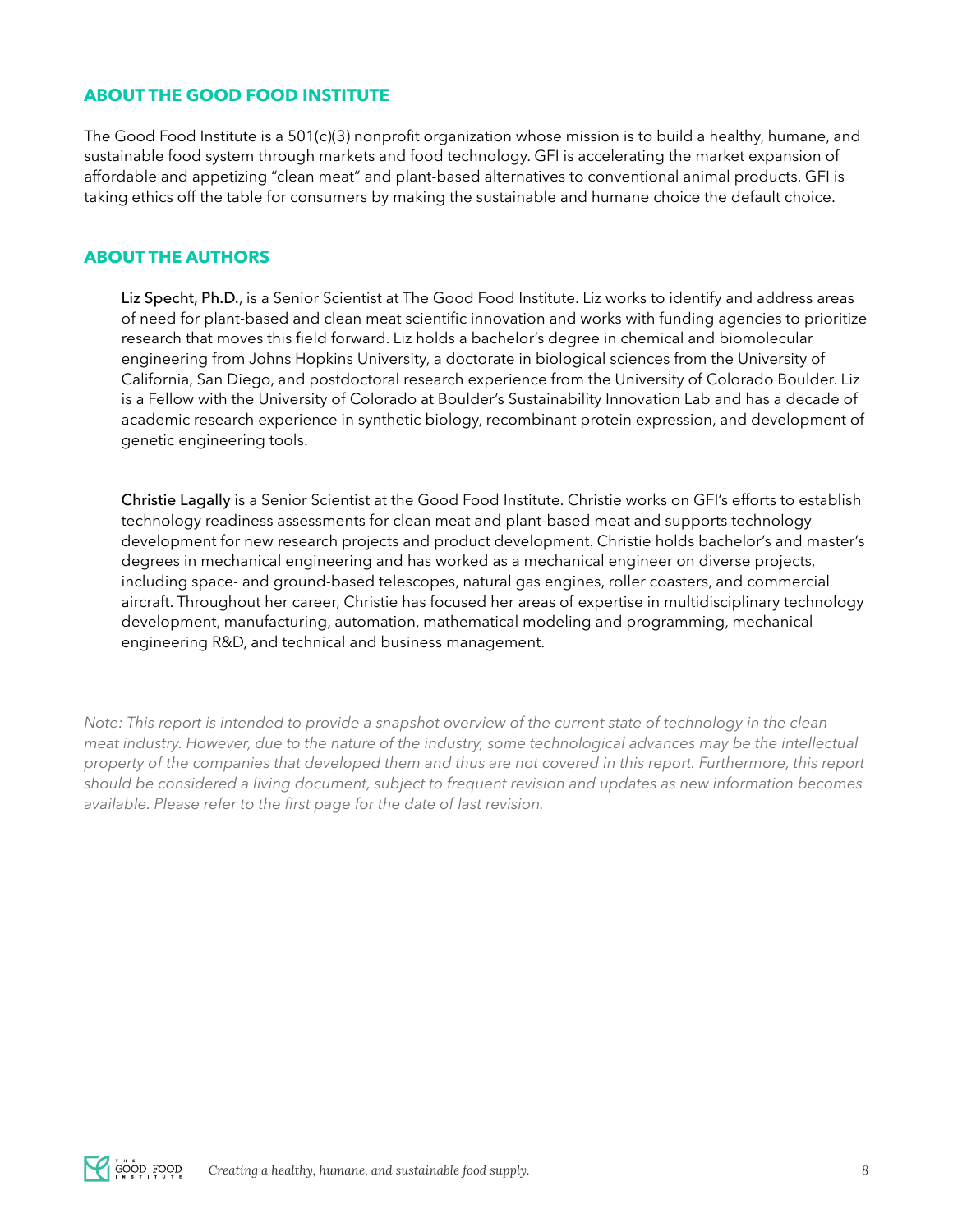## ABOUT THE GOOD FOOD INSTITUTE

The Good Food Institute is a 501(c)(3) nonprofit organization whose mission is to build a healthy, humane, and sustainable food system through markets and food technology. GFI is accelerating the market expansion of affordable and appetizing "clean meat" and plant-based alternatives to conventional animal products. GFI is taking ethics off the table for consumers by making the sustainable and humane choice the default choice.

## ABOUT THE AUTHORS

**Liz Specht, Ph.D.**, is a Senior Scientist at The Good Food Institute. Liz works to identify and address areas of need for plant-based and clean meat scientific innovation and works with funding agencies to prioritize research that moves this field forward. Liz holds a bachelor's degree in chemical and biomolecular engineering from Johns Hopkins University, a doctorate in biological sciences from the University of California, San Diego, and postdoctoral research experience from the University of Colorado Boulder. Liz is a Fellow with the University of Colorado at Boulder's Sustainability Innovation Lab and has a decade of academic research experience in synthetic biology, recombinant protein expression, and development of genetic engineering tools.

**Christie Lagally** is a Senior Scientist at the Good Food Institute. Christie works on GFI's efforts to establish technology readiness assessments for clean meat and plant-based meat and supports technology development for new research projects and product development. Christie holds bachelor's and master's degrees in mechanical engineering and has worked as a mechanical engineer on diverse projects, including space- and ground-based telescopes, natural gas engines, roller coasters, and commercial aircraft. Throughout her career, Christie has focused her areas of expertise in multidisciplinary technology development, manufacturing, automation, mathematical modeling and programming, mechanical engineering R&D, and technical and business management.

*Note: This report is intended to provide a snapshot overview of the current state of technology in the clean meat industry. However, due to the nature of the industry, some technological advances may be the intellectual property of the companies that developed them and thus are not covered in this report. Furthermore, this report should be considered a living document, subject to frequent revision and updates as new information becomes available. Please refer to the first page for the date of last revision.*